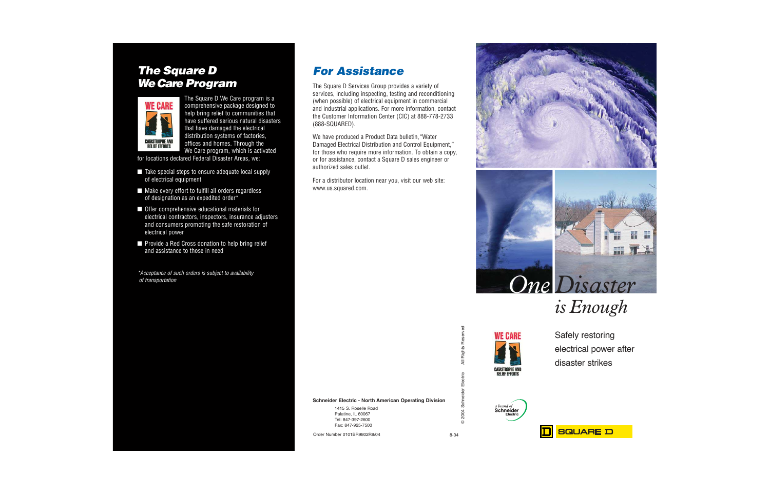## The Square D We Care Program

The Square D We Care program is a comprehensive package designed to help bring relief to communities that have suffered serious natural disasters that have damaged the electrical distribution systems of factories, offices and homes. Through the We Care program, which is activated for locations declared Federal Disaster Areas, we:

- Take special steps to ensure adequate local supply of electrical equipment
- Make every effort to fulfill all orders regardless of designation as an expedited order*
- Offer comprehensive educational materials for electrical contractors, inspectors, insurance adjusters and consumers promoting the safe restoration of electrical power
- Provide a Red Cross donation to help bring relief and assistance to those in need

*\*Acceptance of such orders is subject to availability of transportation*

## For Assistance

The Square D Services Group provides a variety of services, including inspecting, testing and reconditioning (when possible) of electrical equipment in commercial and industrial applications. For more information, contact the Customer Information Center (CIC) at 888-778-2733 (888-SQUARED).

We have produced a Product Data bulletin, "Water Damaged Electrical Distribution and Control Equipment," for those who require more information. To obtain a copy, or for assistance, contact a Square D sales engineer or authorized sales outlet.

For a distributor location near you, visit our web site: www.us.squared.com.

**Schneider Electric - North American Operating Division**

1415 S. Roselle Road
Palatine, IL 60067
Tel: 847-397-2600
Fax: 847-925-7500

Order Number 0101BR9802R8/04 8-04

© 2004 Schneider Electric All Rights Reserved

# *One Disaster is Enough*

Safely restoring electrical power after disaster strikes

WE CARE — CATASTROPHE AND RELIEF EFFORTS

a brand of Schneider Electric

SQUARE D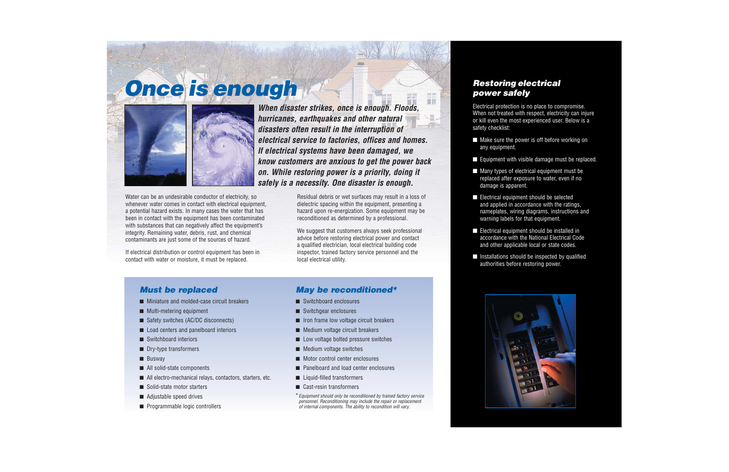# Once is enough

***When disaster strikes, once is enough. Floods, hurricanes, earthquakes and other natural disasters often result in the interruption of electrical service to factories, offices and homes. If electrical systems have been damaged, we know customers are anxious to get the power back on. While restoring power is a priority, doing it safely is a necessity. One disaster is enough.***

Water can be an undesirable conductor of electricity, so whenever water comes in contact with electrical equipment, a potential hazard exists. In many cases the water that has been in contact with the equipment has been contaminated with substances that can negatively affect the equipment's integrity. Remaining water, debris, rust, and chemical contaminants are just some of the sources of hazard.

If electrical distribution or control equipment has been in contact with water or moisture, it must be replaced.

Residual debris or wet surfaces may result in a loss of dielectric spacing within the equipment, presenting a hazard upon re-energization. Some equipment may be reconditioned as determined by a professional.

We suggest that customers always seek professional advice before restoring electrical power and contact a qualified electrician, local electrical building code inspector, trained factory service personnel and the local electrical utility.

## *Must be replaced*

- Miniature and molded-case circuit breakers
- Multi-metering equipment
- Safety switches (AC/DC disconnects)
- Load centers and panelboard interiors
- Switchboard interiors
- Dry-type transformers
- Busway
- All solid-state components
- All electro-mechanical relays, contactors, starters, etc.
- Solid-state motor starters
- Adjustable speed drives
- Programmable logic controllers

## *May be reconditioned**

- Switchboard enclosures
- Switchgear enclosures
- Iron frame low voltage circuit breakers
- Medium voltage circuit breakers
- Low voltage bolted pressure switches
- Medium voltage switches
- Motor control center enclosures
- Panelboard and load center enclosures
- Liquid-filled transformers
- Cast-resin transformers

*\* Equipment should only be reconditioned by trained factory service personnel. Reconditioning may include the repair or replacement of internal components. The ability to recondition will vary.*

## *Restoring electrical power safely*

Electrical protection is no place to compromise. When not treated with respect, electricity can injure or kill even the most experienced user. Below is a safety checklist:

- Make sure the power is off before working on any equipment.
- Equipment with visible damage must be replaced.
- Many types of electrical equipment must be replaced after exposure to water, even if no damage is apparent.
- Electrical equipment should be selected and applied in accordance with the ratings, nameplates, wiring diagrams, instructions and warning labels for that equipment.
- Electrical equipment should be installed in accordance with the National Electrical Code and other applicable local or state codes.
- Installations should be inspected by qualified authorities before restoring power.